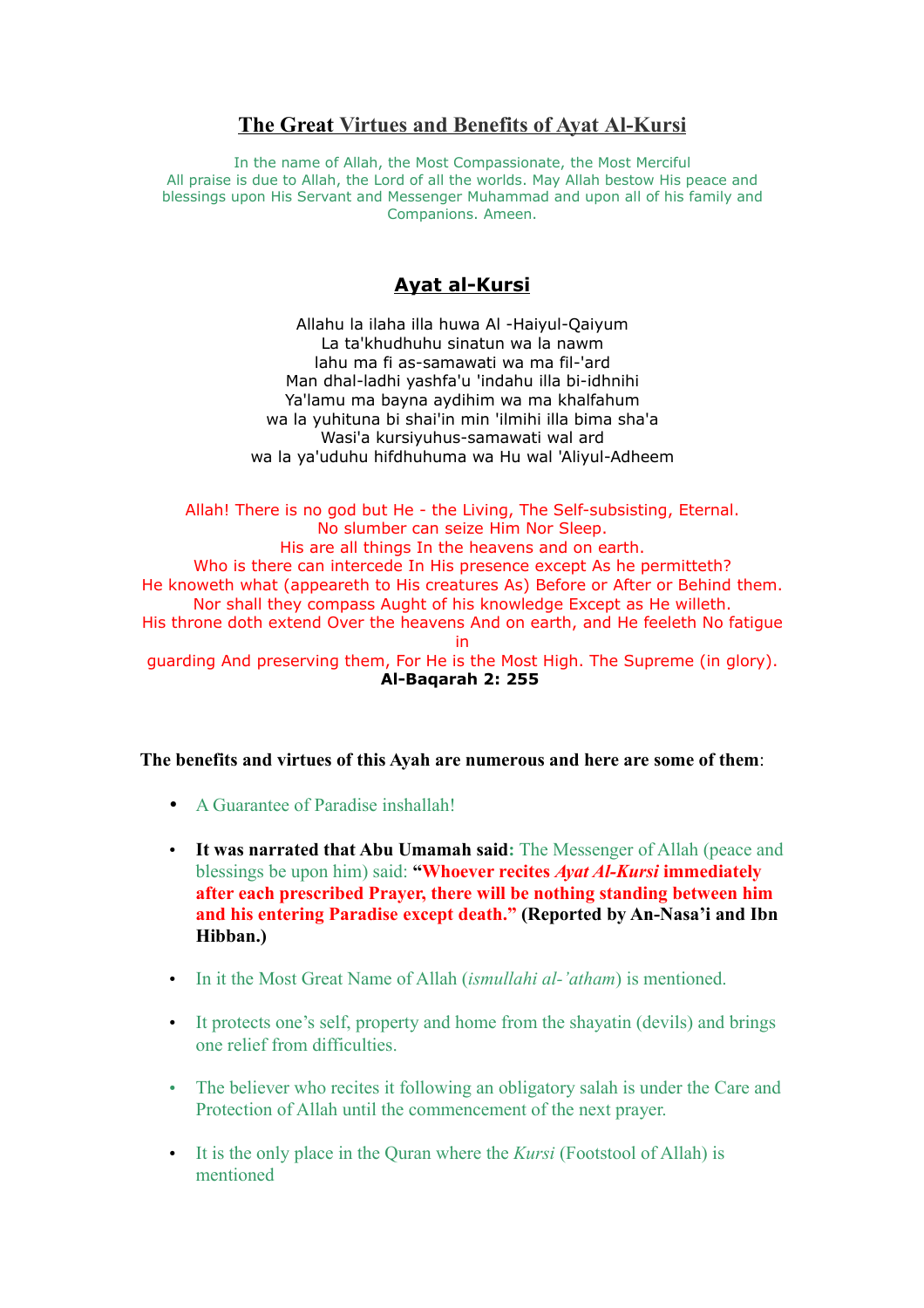# The Great Virtues and Benefits of Ayat Al-Kursi

In the name of Allah, the Most Compassionate, the Most Merciful
All praise is due to Allah, the Lord of all the worlds. May Allah bestow His peace and blessings upon His Servant and Messenger Muhammad and upon all of his family and Companions. Ameen.

## Ayat al-Kursi

Allahu la ilaha illa huwa Al -Haiyul-Qaiyum
La ta'khudhuhu sinatun wa la nawm
lahu ma fi as-samawati wa ma fil-'ard
Man dhal-ladhi yashfa'u 'indahu illa bi-idhnihi
Ya'lamu ma bayna aydihim wa ma khalfahum
wa la yuhituna bi shai'in min 'ilmihi illa bima sha'a
Wasi'a kursiyuhus-samawati wal ard
wa la ya'uduhu hifdhuhuma wa Hu wal 'Aliyul-Adheem

Allah! There is no god but He - the Living, The Self-subsisting, Eternal.
No slumber can seize Him Nor Sleep.
His are all things In the heavens and on earth.
Who is there can intercede In His presence except As he permitteth?
He knoweth what (appeareth to His creatures As) Before or After or Behind them.
Nor shall they compass Aught of his knowledge Except as He willeth.
His throne doth extend Over the heavens And on earth, and He feeleth No fatigue in
guarding And preserving them, For He is the Most High. The Supreme (in glory).
**Al-Baqarah 2: 255**

**The benefits and virtues of this Ayah are numerous and here are some of them**:

- A Guarantee of Paradise inshallah!
- **It was narrated that Abu Umamah said**: The Messenger of Allah (peace and blessings be upon him) said: **"Whoever recites *Ayat Al-Kursi* immediately after each prescribed Prayer, there will be nothing standing between him and his entering Paradise except death." (Reported by An-Nasa'i and Ibn Hibban.)**
- In it the Most Great Name of Allah (*ismullahi al-'atham*) is mentioned.
- It protects one's self, property and home from the shayatin (devils) and brings one relief from difficulties.
- The believer who recites it following an obligatory salah is under the Care and Protection of Allah until the commencement of the next prayer.
- It is the only place in the Quran where the *Kursi* (Footstool of Allah) is mentioned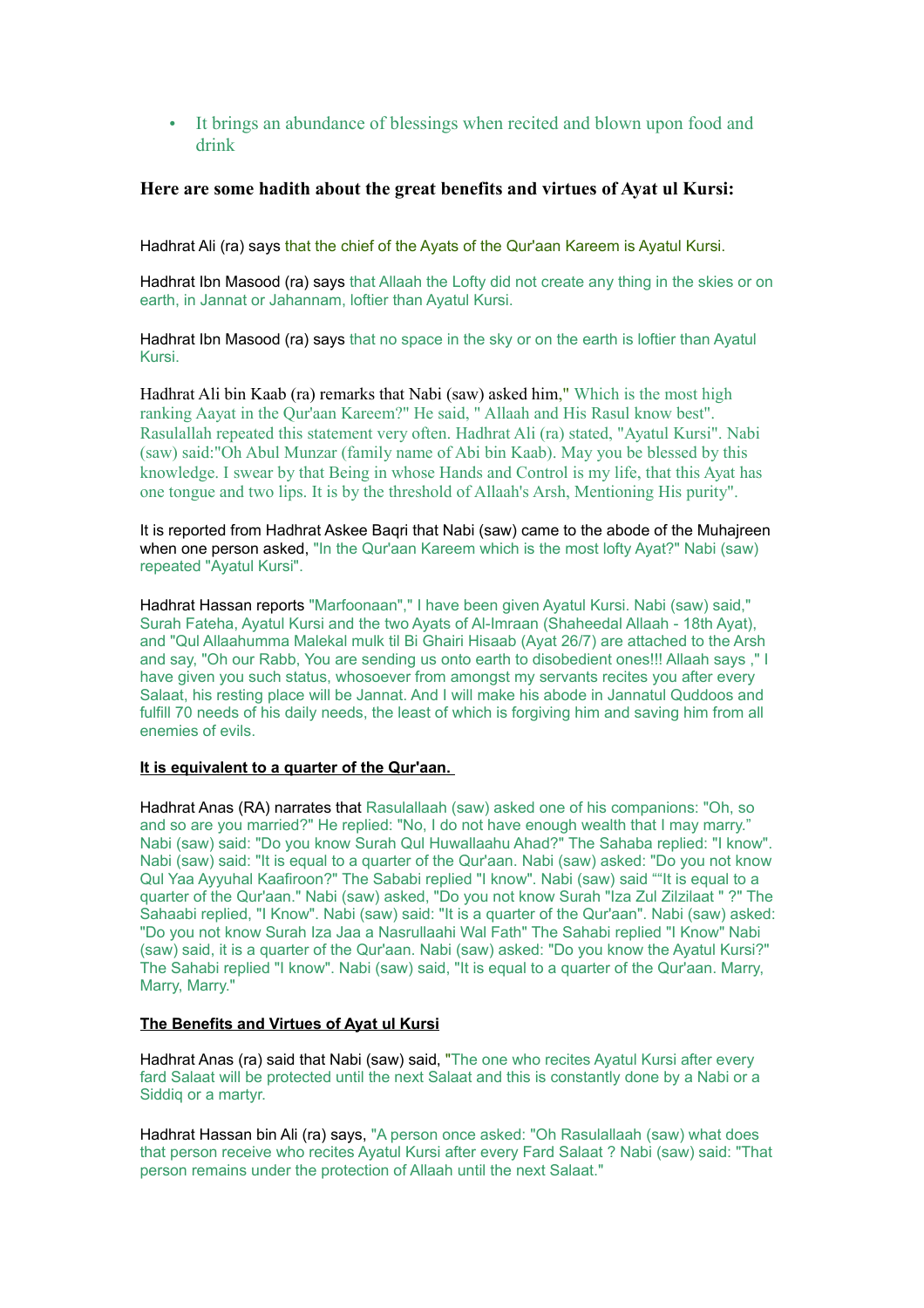- It brings an abundance of blessings when recited and blown upon food and drink

### Here are some hadith about the great benefits and virtues of Ayat ul Kursi:

Hadhrat Ali (ra) says that the chief of the Ayats of the Qur'aan Kareem is Ayatul Kursi.

Hadhrat Ibn Masood (ra) says that Allaah the Lofty did not create any thing in the skies or on earth, in Jannat or Jahannam, loftier than Ayatul Kursi.

Hadhrat Ibn Masood (ra) says that no space in the sky or on the earth is loftier than Ayatul Kursi.

Hadhrat Ali bin Kaab (ra) remarks that Nabi (saw) asked him," Which is the most high ranking Aayat in the Qur'aan Kareem?" He said, " Allaah and His Rasul know best". Rasulallah repeated this statement very often. Hadhrat Ali (ra) stated, "Ayatul Kursi". Nabi (saw) said:"Oh Abul Munzar (family name of Abi bin Kaab). May you be blessed by this knowledge. I swear by that Being in whose Hands and Control is my life, that this Ayat has one tongue and two lips. It is by the threshold of Allaah's Arsh, Mentioning His purity".

It is reported from Hadhrat Askee Baqri that Nabi (saw) came to the abode of the Muhajreen when one person asked, "In the Qur'aan Kareem which is the most lofty Ayat?" Nabi (saw) repeated "Ayatul Kursi".

Hadhrat Hassan reports "Marfoonaan"," I have been given Ayatul Kursi. Nabi (saw) said," Surah Fateha, Ayatul Kursi and the two Ayats of Al-Imraan (Shaheedal Allaah - 18th Ayat), and "Qul Allaahumma Malekal mulk til Bi Ghairi Hisaab (Ayat 26/7) are attached to the Arsh and say, "Oh our Rabb, You are sending us onto earth to disobedient ones!!! Allaah says ," I have given you such status, whosoever from amongst my servants recites you after every Salaat, his resting place will be Jannat. And I will make his abode in Jannatul Quddoos and fulfill 70 needs of his daily needs, the least of which is forgiving him and saving him from all enemies of evils.

**It is equivalent to a quarter of the Qur'aan.**

Hadhrat Anas (RA) narrates that Rasulallaah (saw) asked one of his companions: "Oh, so and so are you married?" He replied: "No, I do not have enough wealth that I may marry." Nabi (saw) said: "Do you know Surah Qul Huwallaahu Ahad?" The Sahaba replied: "I know". Nabi (saw) said: "It is equal to a quarter of the Qur'aan. Nabi (saw) asked: "Do you not know Qul Yaa Ayyuhal Kaafiroon?" The Sababi replied "I know". Nabi (saw) said ""It is equal to a quarter of the Qur'aan." Nabi (saw) asked, "Do you not know Surah "Iza Zul Zilzilaat " ?" The Sahaabi replied, "I Know". Nabi (saw) said: "It is a quarter of the Qur'aan". Nabi (saw) asked: "Do you not know Surah Iza Jaa a Nasrullaahi Wal Fath" The Sahabi replied "I Know" Nabi (saw) said, it is a quarter of the Qur'aan. Nabi (saw) asked: "Do you know the Ayatul Kursi?" The Sahabi replied "I know". Nabi (saw) said, "It is equal to a quarter of the Qur'aan. Marry, Marry, Marry."

**The Benefits and Virtues of Ayat ul Kursi**

Hadhrat Anas (ra) said that Nabi (saw) said, "The one who recites Ayatul Kursi after every fard Salaat will be protected until the next Salaat and this is constantly done by a Nabi or a Siddiq or a martyr.

Hadhrat Hassan bin Ali (ra) says, "A person once asked: "Oh Rasulallaah (saw) what does that person receive who recites Ayatul Kursi after every Fard Salaat ? Nabi (saw) said: "That person remains under the protection of Allaah until the next Salaat."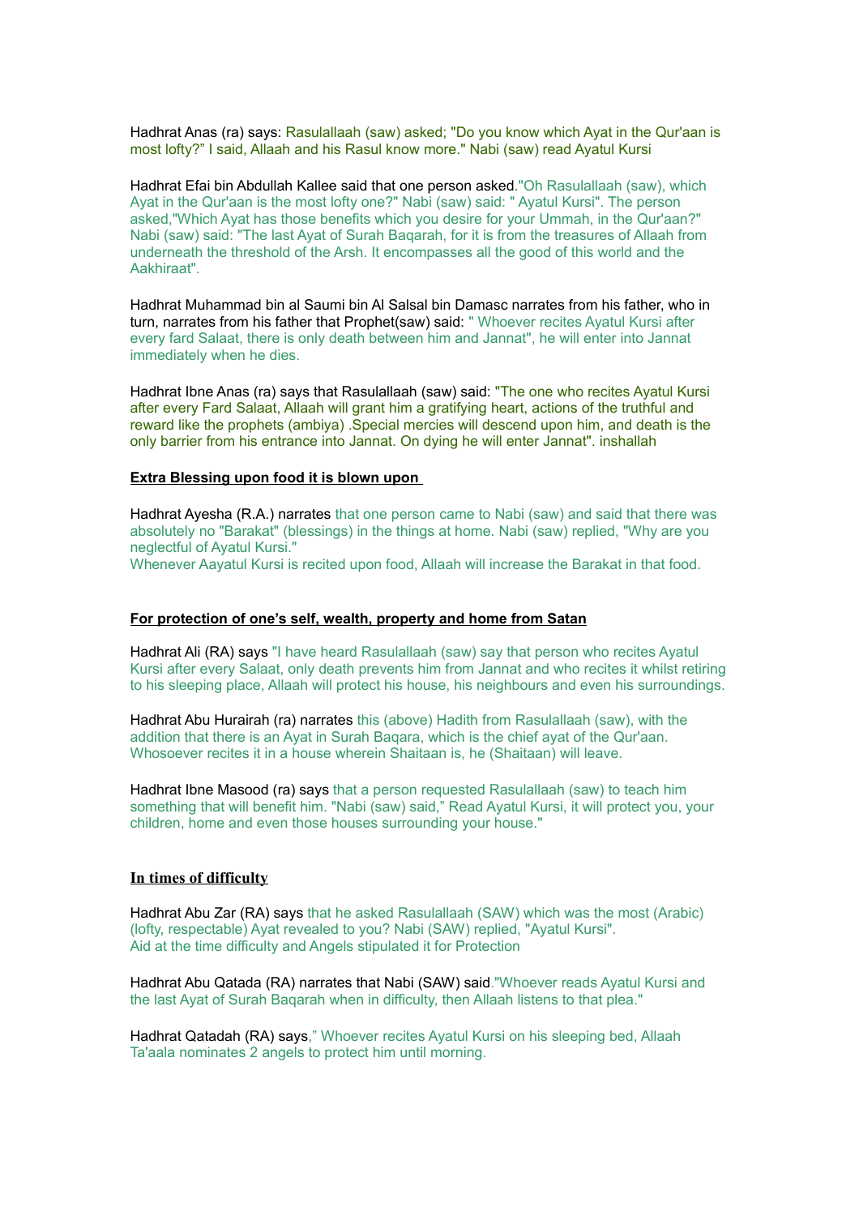Hadhrat Anas (ra) says: Rasulallaah (saw) asked; "Do you know which Ayat in the Qur'aan is most lofty?" I said, Allaah and his Rasul know more." Nabi (saw) read Ayatul Kursi

Hadhrat Efai bin Abdullah Kallee said that one person asked."Oh Rasulallaah (saw), which Ayat in the Qur'aan is the most lofty one?" Nabi (saw) said: " Ayatul Kursi". The person asked,"Which Ayat has those benefits which you desire for your Ummah, in the Qur'aan?" Nabi (saw) said: "The last Ayat of Surah Baqarah, for it is from the treasures of Allaah from underneath the threshold of the Arsh. It encompasses all the good of this world and the Aakhiraat".

Hadhrat Muhammad bin al Saumi bin Al Salsal bin Damasc narrates from his father, who in turn, narrates from his father that Prophet(saw) said: " Whoever recites Ayatul Kursi after every fard Salaat, there is only death between him and Jannat", he will enter into Jannat immediately when he dies.

Hadhrat Ibne Anas (ra) says that Rasulallaah (saw) said: "The one who recites Ayatul Kursi after every Fard Salaat, Allaah will grant him a gratifying heart, actions of the truthful and reward like the prophets (ambiya) .Special mercies will descend upon him, and death is the only barrier from his entrance into Jannat. On dying he will enter Jannat". inshallah

**<u>Extra Blessing upon food it is blown upon</u>**

Hadhrat Ayesha (R.A.) narrates that one person came to Nabi (saw) and said that there was absolutely no "Barakat" (blessings) in the things at home. Nabi (saw) replied, "Why are you neglectful of Ayatul Kursi."
Whenever Aayatul Kursi is recited upon food, Allaah will increase the Barakat in that food.

**<u>For protection of one's self, wealth, property and home from Satan</u>**

Hadhrat Ali (RA) says "I have heard Rasulallaah (saw) say that person who recites Ayatul Kursi after every Salaat, only death prevents him from Jannat and who recites it whilst retiring to his sleeping place, Allaah will protect his house, his neighbours and even his surroundings.

Hadhrat Abu Hurairah (ra) narrates this (above) Hadith from Rasulallaah (saw), with the addition that there is an Ayat in Surah Baqara, which is the chief ayat of the Qur'aan. Whosoever recites it in a house wherein Shaitaan is, he (Shaitaan) will leave.

Hadhrat Ibne Masood (ra) says that a person requested Rasulallaah (saw) to teach him something that will benefit him. "Nabi (saw) said," Read Ayatul Kursi, it will protect you, your children, home and even those houses surrounding your house."

**<u>In times of difficulty</u>**

Hadhrat Abu Zar (RA) says that he asked Rasulallaah (SAW) which was the most (Arabic) (lofty, respectable) Ayat revealed to you? Nabi (SAW) replied, "Ayatul Kursi".
Aid at the time difficulty and Angels stipulated it for Protection

Hadhrat Abu Qatada (RA) narrates that Nabi (SAW) said."Whoever reads Ayatul Kursi and the last Ayat of Surah Baqarah when in difficulty, then Allaah listens to that plea."

Hadhrat Qatadah (RA) says," Whoever recites Ayatul Kursi on his sleeping bed, Allaah Ta'aala nominates 2 angels to protect him until morning.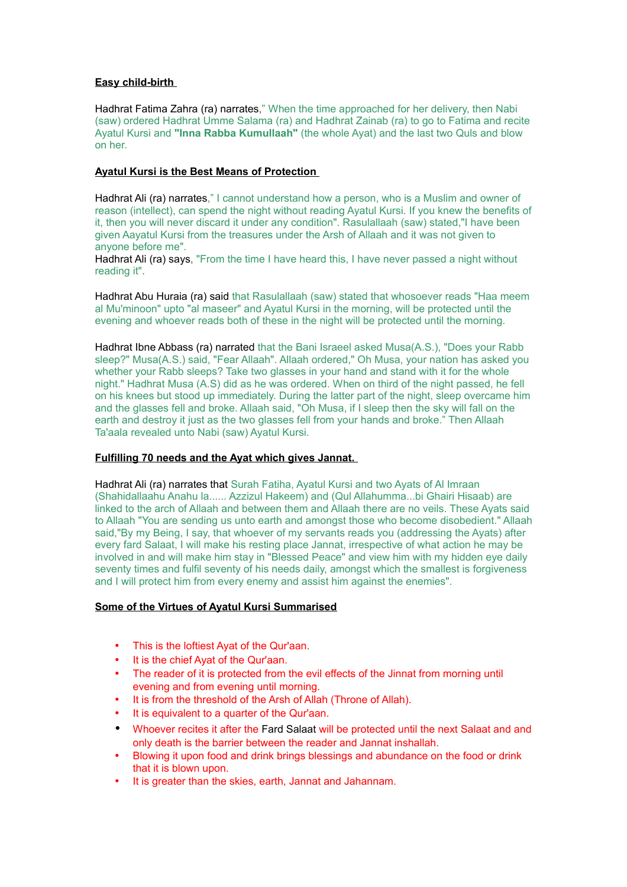**Easy child-birth**

Hadhrat Fatima Zahra (ra) narrates," When the time approached for her delivery, then Nabi (saw) ordered Hadhrat Umme Salama (ra) and Hadhrat Zainab (ra) to go to Fatima and recite Ayatul Kursi and **"Inna Rabba Kumullaah"** (the whole Ayat) and the last two Quls and blow on her.

**Ayatul Kursi is the Best Means of Protection**

Hadhrat Ali (ra) narrates," I cannot understand how a person, who is a Muslim and owner of reason (intellect), can spend the night without reading Ayatul Kursi. If you knew the benefits of it, then you will never discard it under any condition". Rasulallaah (saw) stated,"I have been given Aayatul Kursi from the treasures under the Arsh of Allaah and it was not given to anyone before me".
Hadhrat Ali (ra) says, "From the time I have heard this, I have never passed a night without reading it".

Hadhrat Abu Huraia (ra) said that Rasulallaah (saw) stated that whosoever reads "Haa meem al Mu'minoon" upto "al maseer" and Ayatul Kursi in the morning, will be protected until the evening and whoever reads both of these in the night will be protected until the morning.

Hadhrat Ibne Abbass (ra) narrated that the Bani Israeel asked Musa(A.S.), "Does your Rabb sleep?" Musa(A.S.) said, "Fear Allaah". Allaah ordered," Oh Musa, your nation has asked you whether your Rabb sleeps? Take two glasses in your hand and stand with it for the whole night." Hadhrat Musa (A.S) did as he was ordered. When on third of the night passed, he fell on his knees but stood up immediately. During the latter part of the night, sleep overcame him and the glasses fell and broke. Allaah said, "Oh Musa, if I sleep then the sky will fall on the earth and destroy it just as the two glasses fell from your hands and broke." Then Allaah Ta'aala revealed unto Nabi (saw) Ayatul Kursi.

**Fulfilling 70 needs and the Ayat which gives Jannat.**

Hadhrat Ali (ra) narrates that Surah Fatiha, Ayatul Kursi and two Ayats of Al Imraan (Shahidallaahu Anahu la...... Azzizul Hakeem) and (Qul Allahumma...bi Ghairi Hisaab) are linked to the arch of Allaah and between them and Allaah there are no veils. These Ayats said to Allaah "You are sending us unto earth and amongst those who become disobedient." Allaah said,"By my Being, I say, that whoever of my servants reads you (addressing the Ayats) after every fard Salaat, I will make his resting place Jannat, irrespective of what action he may be involved in and will make him stay in "Blessed Peace" and view him with my hidden eye daily seventy times and fulfil seventy of his needs daily, amongst which the smallest is forgiveness and I will protect him from every enemy and assist him against the enemies".

**Some of the Virtues of Ayatul Kursi Summarised**

- This is the loftiest Ayat of the Qur'aan.
- It is the chief Ayat of the Qur'aan.
- The reader of it is protected from the evil effects of the Jinnat from morning until evening and from evening until morning.
- It is from the threshold of the Arsh of Allah (Throne of Allah).
- It is equivalent to a quarter of the Qur'aan.
- Whoever recites it after the Fard Salaat will be protected until the next Salaat and and only death is the barrier between the reader and Jannat inshallah.
- Blowing it upon food and drink brings blessings and abundance on the food or drink that it is blown upon.
- It is greater than the skies, earth, Jannat and Jahannam.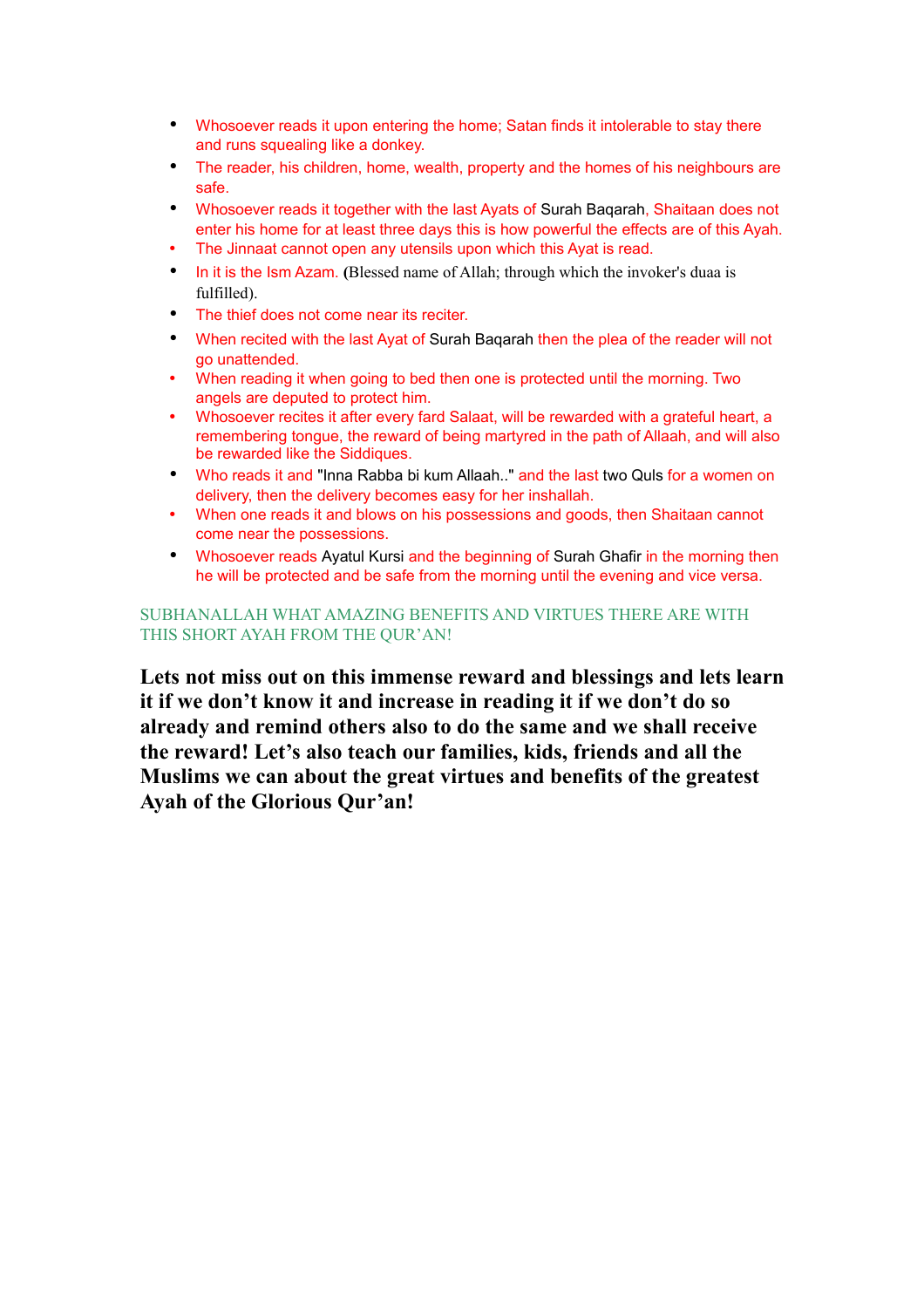- Whosoever reads it upon entering the home; Satan finds it intolerable to stay there and runs squealing like a donkey.
- The reader, his children, home, wealth, property and the homes of his neighbours are safe.
- Whosoever reads it together with the last Ayats of Surah Baqarah, Shaitaan does not enter his home for at least three days this is how powerful the effects are of this Ayah.
- The Jinnaat cannot open any utensils upon which this Ayat is read.
- In it is the Ism Azam. (Blessed name of Allah; through which the invoker's duaa is fulfilled).
- The thief does not come near its reciter.
- When recited with the last Ayat of Surah Baqarah then the plea of the reader will not go unattended.
- When reading it when going to bed then one is protected until the morning. Two angels are deputed to protect him.
- Whosoever recites it after every fard Salaat, will be rewarded with a grateful heart, a remembering tongue, the reward of being martyred in the path of Allaah, and will also be rewarded like the Siddiques.
- Who reads it and "Inna Rabba bi kum Allaah.." and the last two Quls for a women on delivery, then the delivery becomes easy for her inshallah.
- When one reads it and blows on his possessions and goods, then Shaitaan cannot come near the possessions.
- Whosoever reads Ayatul Kursi and the beginning of Surah Ghafir in the morning then he will be protected and be safe from the morning until the evening and vice versa.

SUBHANALLAH WHAT AMAZING BENEFITS AND VIRTUES THERE ARE WITH THIS SHORT AYAH FROM THE QUR'AN!

**Lets not miss out on this immense reward and blessings and lets learn it if we don't know it and increase in reading it if we don't do so already and remind others also to do the same and we shall receive the reward! Let's also teach our families, kids, friends and all the Muslims we can about the great virtues and benefits of the greatest Ayah of the Glorious Qur'an!**